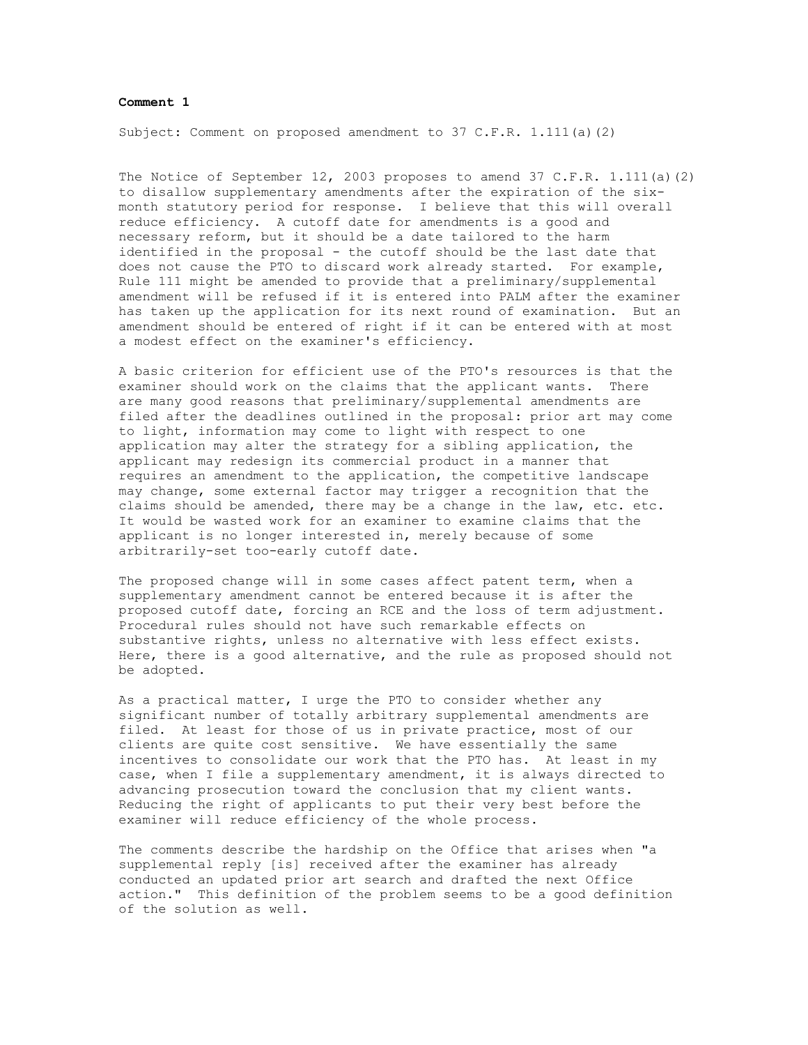**Comment 1**

Subject: Comment on proposed amendment to 37 C.F.R. 1.111(a)(2)

The Notice of September 12, 2003 proposes to amend 37 C.F.R. 1.111(a)(2) to disallow supplementary amendments after the expiration of the six-month statutory period for response. I believe that this will overall reduce efficiency. A cutoff date for amendments is a good and necessary reform, but it should be a date tailored to the harm identified in the proposal - the cutoff should be the last date that does not cause the PTO to discard work already started. For example, Rule 111 might be amended to provide that a preliminary/supplemental amendment will be refused if it is entered into PALM after the examiner has taken up the application for its next round of examination. But an amendment should be entered of right if it can be entered with at most a modest effect on the examiner's efficiency.

A basic criterion for efficient use of the PTO's resources is that the examiner should work on the claims that the applicant wants. There are many good reasons that preliminary/supplemental amendments are filed after the deadlines outlined in the proposal: prior art may come to light, information may come to light with respect to one application may alter the strategy for a sibling application, the applicant may redesign its commercial product in a manner that requires an amendment to the application, the competitive landscape may change, some external factor may trigger a recognition that the claims should be amended, there may be a change in the law, etc. etc. It would be wasted work for an examiner to examine claims that the applicant is no longer interested in, merely because of some arbitrarily-set too-early cutoff date.

The proposed change will in some cases affect patent term, when a supplementary amendment cannot be entered because it is after the proposed cutoff date, forcing an RCE and the loss of term adjustment. Procedural rules should not have such remarkable effects on substantive rights, unless no alternative with less effect exists. Here, there is a good alternative, and the rule as proposed should not be adopted.

As a practical matter, I urge the PTO to consider whether any significant number of totally arbitrary supplemental amendments are filed. At least for those of us in private practice, most of our clients are quite cost sensitive. We have essentially the same incentives to consolidate our work that the PTO has. At least in my case, when I file a supplementary amendment, it is always directed to advancing prosecution toward the conclusion that my client wants. Reducing the right of applicants to put their very best before the examiner will reduce efficiency of the whole process.

The comments describe the hardship on the Office that arises when "a supplemental reply [is] received after the examiner has already conducted an updated prior art search and drafted the next Office action." This definition of the problem seems to be a good definition of the solution as well.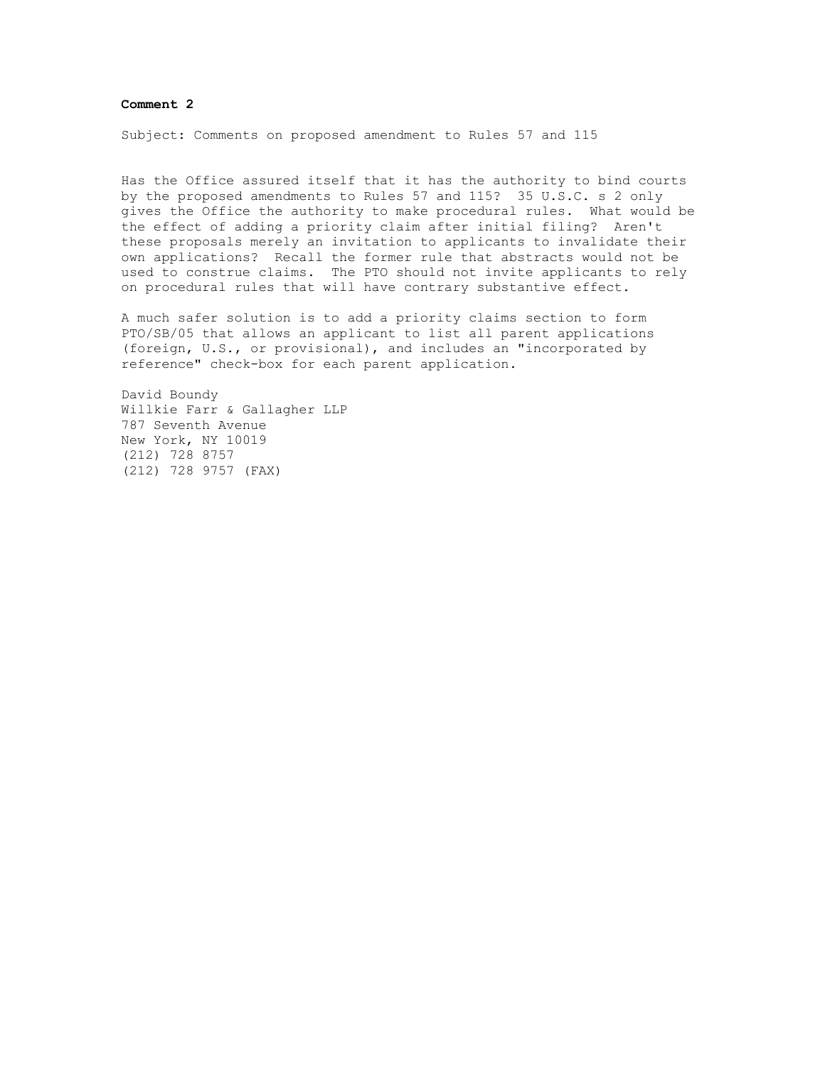**Comment 2**

Subject: Comments on proposed amendment to Rules 57 and 115

Has the Office assured itself that it has the authority to bind courts by the proposed amendments to Rules 57 and 115? 35 U.S.C. s 2 only gives the Office the authority to make procedural rules. What would be the effect of adding a priority claim after initial filing? Aren't these proposals merely an invitation to applicants to invalidate their own applications? Recall the former rule that abstracts would not be used to construe claims. The PTO should not invite applicants to rely on procedural rules that will have contrary substantive effect.

A much safer solution is to add a priority claims section to form PTO/SB/05 that allows an applicant to list all parent applications (foreign, U.S., or provisional), and includes an "incorporated by reference" check-box for each parent application.

David Boundy  
Willkie Farr & Gallagher LLP  
787 Seventh Avenue  
New York, NY 10019  
(212) 728 8757  
(212) 728 9757 (FAX)